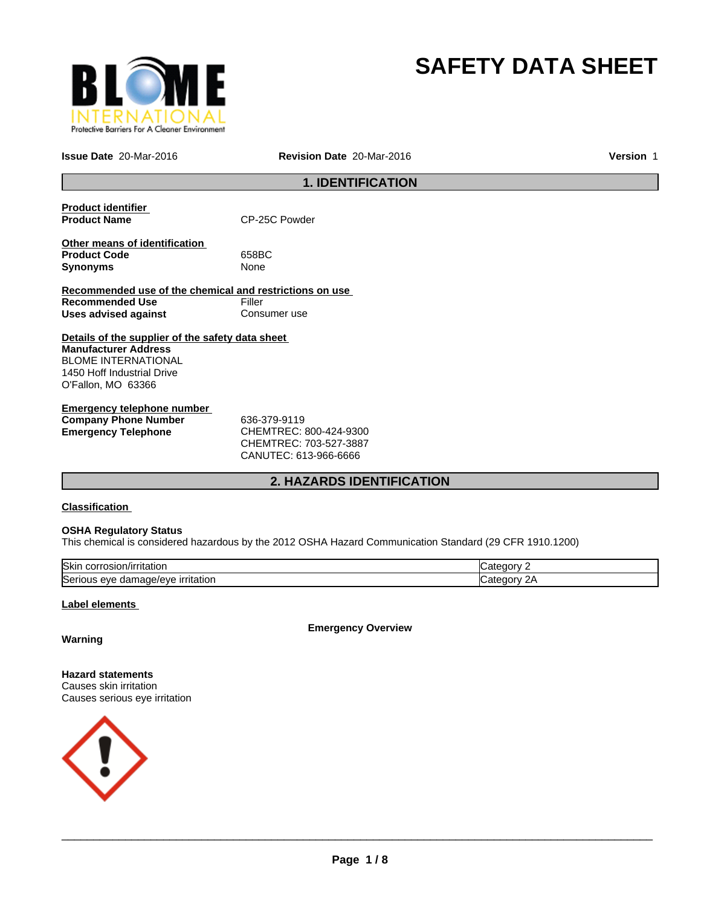# SAFETY DATA SHEET

**Issue Date** 20-Mar-2016 **Revision Date** 20-Mar-2016 **Version** 1

## 1. IDENTIFICATION

**Product identifier**

**Product Name** CP-25C Powder

**Other means of identification**

**Product Code** 658BC

**Synonyms** None

**Recommended use of the chemical and restrictions on use**

**Recommended Use** Filler

**Uses advised against** Consumer use

**Details of the supplier of the safety data sheet**

**Manufacturer Address**
BLOME INTERNATIONAL
1450 Hoff Industrial Drive
O'Fallon, MO 63366

**Emergency telephone number**

**Company Phone Number** 636-379-9119

**Emergency Telephone** CHEMTREC: 800-424-9300
CHEMTREC: 703-527-3887
CANUTEC: 613-966-6666

## 2. HAZARDS IDENTIFICATION

**Classification**

**OSHA Regulatory Status**
This chemical is considered hazardous by the 2012 OSHA Hazard Communication Standard (29 CFR 1910.1200)

| Hazard | Category |
|---|---|
| Skin corrosion/irritation | Category 2 |
| Serious eye damage/eye irritation | Category 2A |

**Label elements**

**Emergency Overview**

**Warning**

**Hazard statements**
Causes skin irritation
Causes serious eye irritation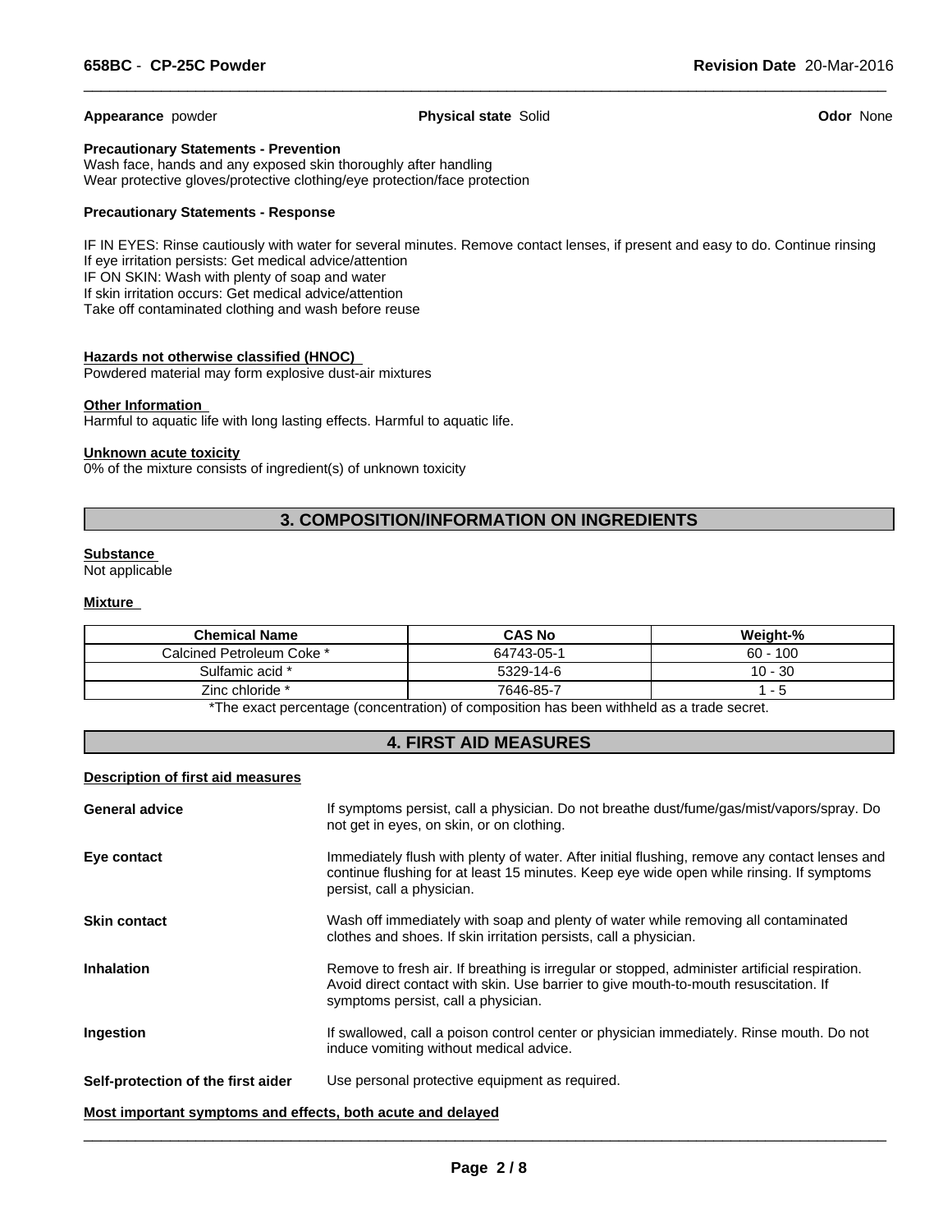**Appearance** powder **Physical state** Solid **Odor** None

**Precautionary Statements - Prevention**
Wash face, hands and any exposed skin thoroughly after handling
Wear protective gloves/protective clothing/eye protection/face protection

**Precautionary Statements - Response**

IF IN EYES: Rinse cautiously with water for several minutes. Remove contact lenses, if present and easy to do. Continue rinsing
If eye irritation persists: Get medical advice/attention
IF ON SKIN: Wash with plenty of soap and water
If skin irritation occurs: Get medical advice/attention
Take off contaminated clothing and wash before reuse

**Hazards not otherwise classified (HNOC)**
Powdered material may form explosive dust-air mixtures

**Other Information**
Harmful to aquatic life with long lasting effects. Harmful to aquatic life.

**Unknown acute toxicity**
0% of the mixture consists of ingredient(s) of unknown toxicity

## 3. COMPOSITION/INFORMATION ON INGREDIENTS

**Substance**
Not applicable

**Mixture**

| Chemical Name | CAS No | Weight-% |
|---|---|---|
| Calcined Petroleum Coke * | 64743-05-1 | 60 - 100 |
| Sulfamic acid * | 5329-14-6 | 10 - 30 |
| Zinc chloride * | 7646-85-7 | 1 - 5 |

*The exact percentage (concentration) of composition has been withheld as a trade secret.

## 4. FIRST AID MEASURES

**Description of first aid measures**

**General advice** If symptoms persist, call a physician. Do not breathe dust/fume/gas/mist/vapors/spray. Do not get in eyes, on skin, or on clothing.

**Eye contact** Immediately flush with plenty of water. After initial flushing, remove any contact lenses and continue flushing for at least 15 minutes. Keep eye wide open while rinsing. If symptoms persist, call a physician.

**Skin contact** Wash off immediately with soap and plenty of water while removing all contaminated clothes and shoes. If skin irritation persists, call a physician.

**Inhalation** Remove to fresh air. If breathing is irregular or stopped, administer artificial respiration. Avoid direct contact with skin. Use barrier to give mouth-to-mouth resuscitation. If symptoms persist, call a physician.

**Ingestion** If swallowed, call a poison control center or physician immediately. Rinse mouth. Do not induce vomiting without medical advice.

**Self-protection of the first aider** Use personal protective equipment as required.

**Most important symptoms and effects, both acute and delayed**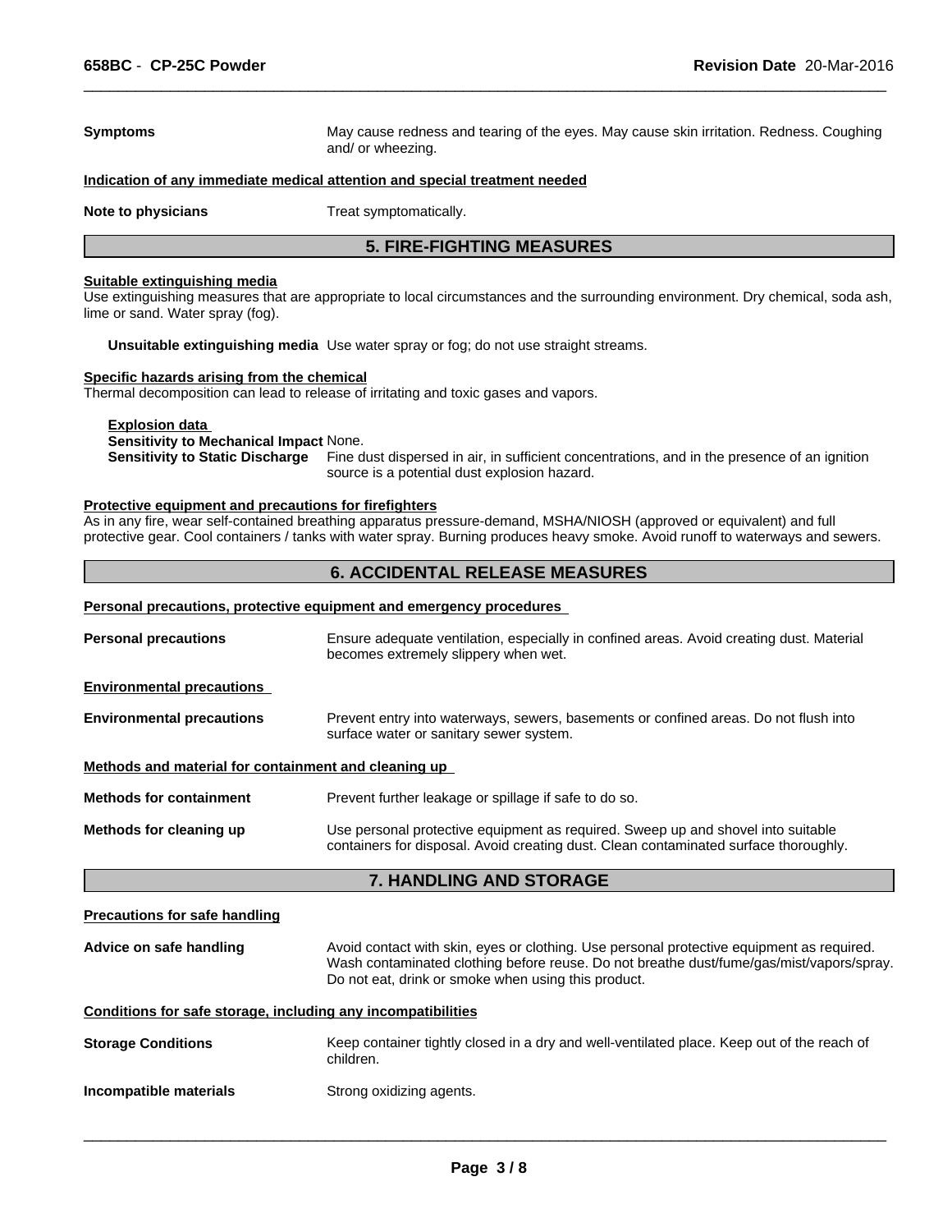**Symptoms** May cause redness and tearing of the eyes. May cause skin irritation. Redness. Coughing and/ or wheezing.

**Indication of any immediate medical attention and special treatment needed**

**Note to physicians** Treat symptomatically.

## 5. FIRE-FIGHTING MEASURES

**Suitable extinguishing media**

Use extinguishing measures that are appropriate to local circumstances and the surrounding environment. Dry chemical, soda ash, lime or sand. Water spray (fog).

**Unsuitable extinguishing media** Use water spray or fog; do not use straight streams.

**Specific hazards arising from the chemical**

Thermal decomposition can lead to release of irritating and toxic gases and vapors.

**Explosion data**

**Sensitivity to Mechanical Impact** None.

**Sensitivity to Static Discharge** Fine dust dispersed in air, in sufficient concentrations, and in the presence of an ignition source is a potential dust explosion hazard.

**Protective equipment and precautions for firefighters**

As in any fire, wear self-contained breathing apparatus pressure-demand, MSHA/NIOSH (approved or equivalent) and full protective gear. Cool containers / tanks with water spray. Burning produces heavy smoke. Avoid runoff to waterways and sewers.

## 6. ACCIDENTAL RELEASE MEASURES

**Personal precautions, protective equipment and emergency procedures**

**Personal precautions** Ensure adequate ventilation, especially in confined areas. Avoid creating dust. Material becomes extremely slippery when wet.

**Environmental precautions**

**Environmental precautions** Prevent entry into waterways, sewers, basements or confined areas. Do not flush into surface water or sanitary sewer system.

**Methods and material for containment and cleaning up**

**Methods for containment** Prevent further leakage or spillage if safe to do so.

**Methods for cleaning up** Use personal protective equipment as required. Sweep up and shovel into suitable containers for disposal. Avoid creating dust. Clean contaminated surface thoroughly.

## 7. HANDLING AND STORAGE

**Precautions for safe handling**

**Advice on safe handling** Avoid contact with skin, eyes or clothing. Use personal protective equipment as required. Wash contaminated clothing before reuse. Do not breathe dust/fume/gas/mist/vapors/spray. Do not eat, drink or smoke when using this product.

**Conditions for safe storage, including any incompatibilities**

**Storage Conditions** Keep container tightly closed in a dry and well-ventilated place. Keep out of the reach of children.

**Incompatible materials** Strong oxidizing agents.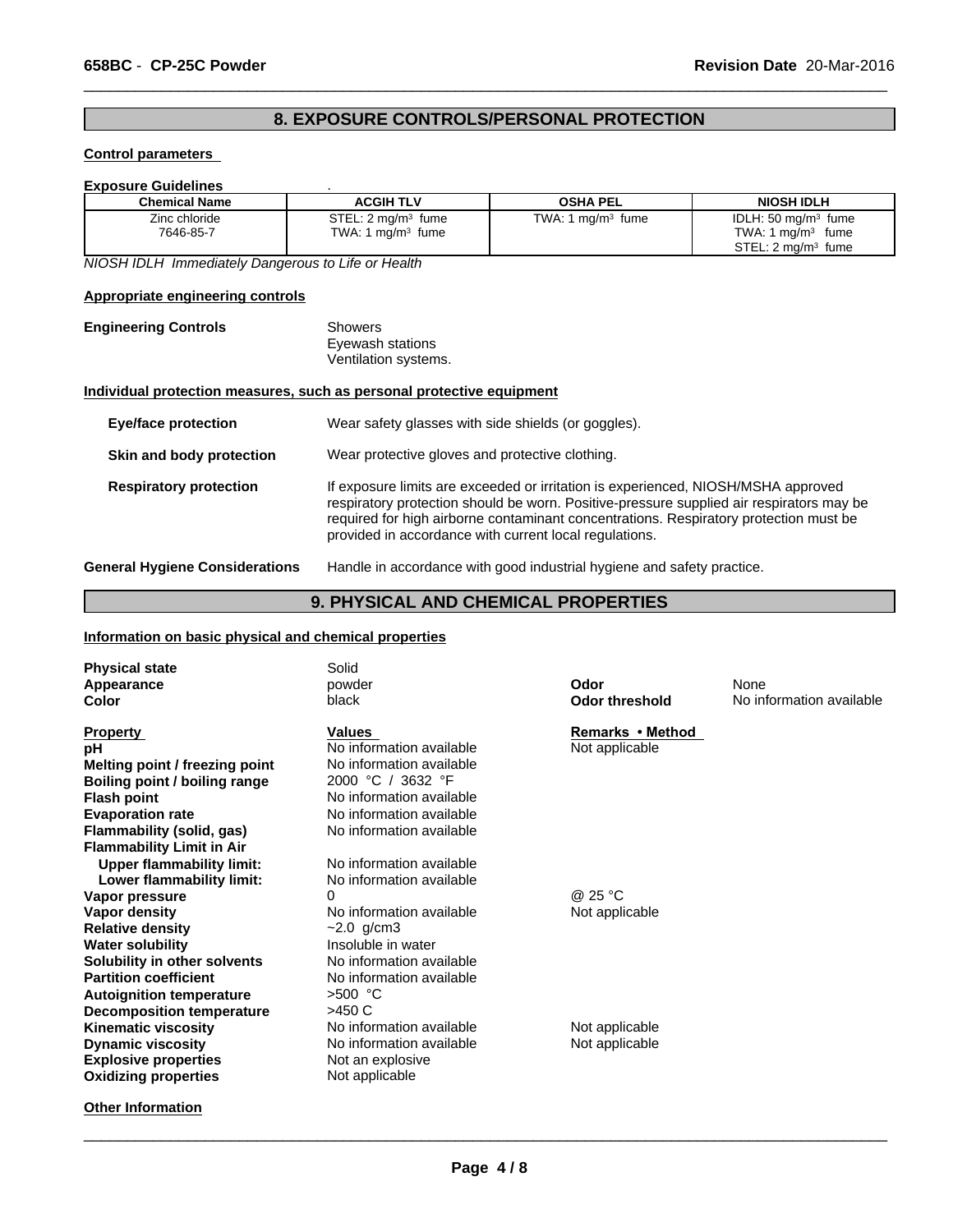## 8. EXPOSURE CONTROLS/PERSONAL PROTECTION

**Control parameters**

**Exposure Guidelines** .

| Chemical Name | ACGIH TLV | OSHA PEL | NIOSH IDLH |
|---|---|---|---|
| Zinc chloride<br>7646-85-7 | STEL: 2 mg/m³ fume<br>TWA: 1 mg/m³ fume | TWA: 1 mg/m³ fume | IDLH: 50 mg/m³ fume<br>TWA: 1 mg/m³ fume<br>STEL: 2 mg/m³ fume |

*NIOSH IDLH Immediately Dangerous to Life or Health*

**Appropriate engineering controls**

**Engineering Controls** Showers
Eyewash stations
Ventilation systems.

**Individual protection measures, such as personal protective equipment**

**Eye/face protection** Wear safety glasses with side shields (or goggles).

**Skin and body protection** Wear protective gloves and protective clothing.

**Respiratory protection** If exposure limits are exceeded or irritation is experienced, NIOSH/MSHA approved respiratory protection should be worn. Positive-pressure supplied air respirators may be required for high airborne contaminant concentrations. Respiratory protection must be provided in accordance with current local regulations.

**General Hygiene Considerations** Handle in accordance with good industrial hygiene and safety practice.

## 9. PHYSICAL AND CHEMICAL PROPERTIES

**Information on basic physical and chemical properties**

**Physical state** Solid
**Appearance** powder
**Color** black
**Odor** None
**Odor threshold** No information available

| Property | Values | Remarks • Method |
|---|---|---|
| **pH** | No information available | Not applicable |
| **Melting point / freezing point** | No information available | |
| **Boiling point / boiling range** | 2000 °C / 3632 °F | |
| **Flash point** | No information available | |
| **Evaporation rate** | No information available | |
| **Flammability (solid, gas)** | No information available | |
| **Flammability Limit in Air** | | |
| **Upper flammability limit:** | No information available | |
| **Lower flammability limit:** | No information available | |
| **Vapor pressure** | 0 | @ 25 °C |
| **Vapor density** | No information available | Not applicable |
| **Relative density** | ~2.0 g/cm3 | |
| **Water solubility** | Insoluble in water | |
| **Solubility in other solvents** | No information available | |
| **Partition coefficient** | No information available | |
| **Autoignition temperature** | >500 °C | |
| **Decomposition temperature** | >450 C | |
| **Kinematic viscosity** | No information available | Not applicable |
| **Dynamic viscosity** | No information available | Not applicable |
| **Explosive properties** | Not an explosive | |
| **Oxidizing properties** | Not applicable | |

**Other Information**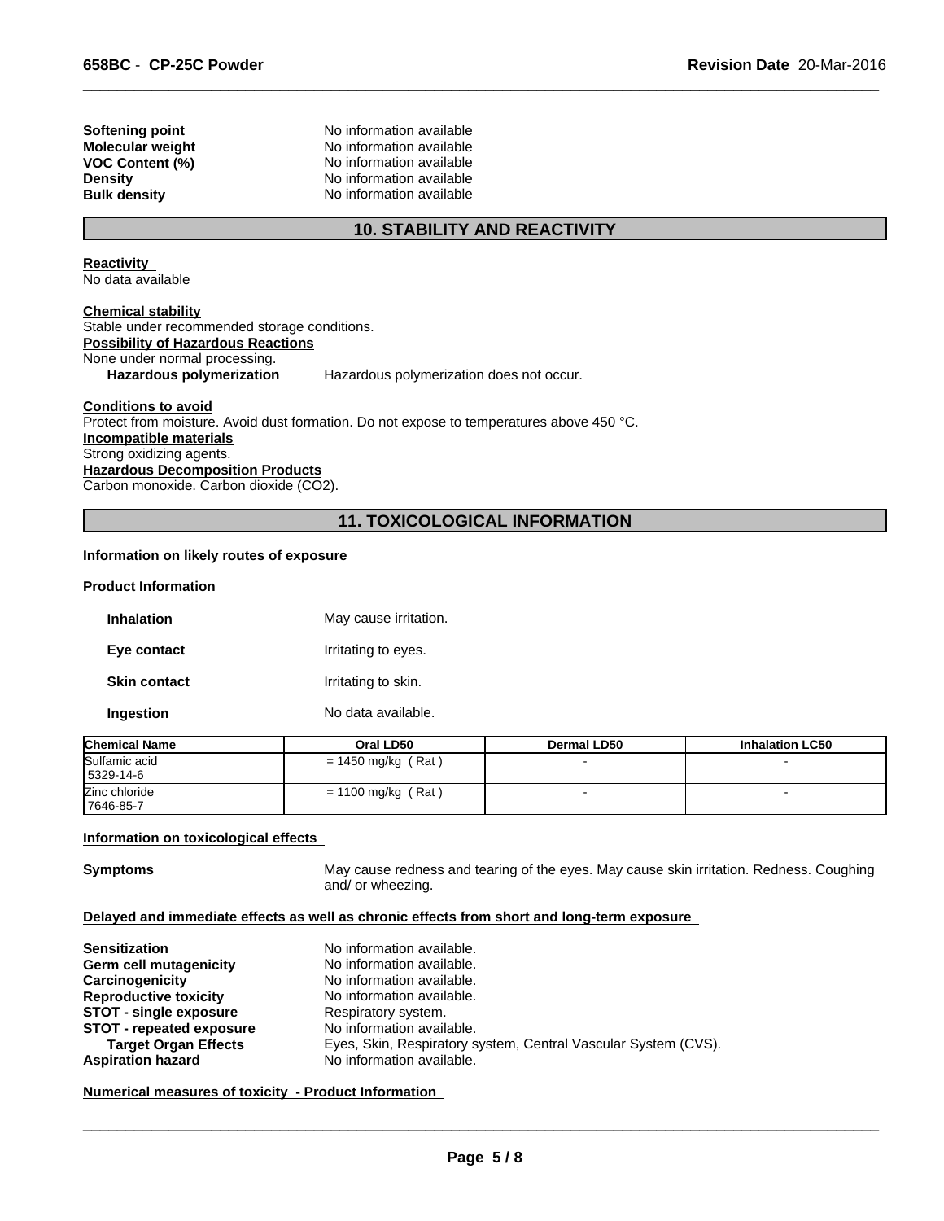| | |
|---|---|
| **Softening point** | No information available |
| **Molecular weight** | No information available |
| **VOC Content (%)** | No information available |
| **Density** | No information available |
| **Bulk density** | No information available |

## 10. STABILITY AND REACTIVITY

**Reactivity**
No data available

**Chemical stability**
Stable under recommended storage conditions.

**Possibility of Hazardous Reactions**
None under normal processing.

**Hazardous polymerization** Hazardous polymerization does not occur.

**Conditions to avoid**
Protect from moisture. Avoid dust formation. Do not expose to temperatures above 450 °C.

**Incompatible materials**
Strong oxidizing agents.

**Hazardous Decomposition Products**
Carbon monoxide. Carbon dioxide ($CO_2$).

## 11. TOXICOLOGICAL INFORMATION

**Information on likely routes of exposure**

**Product Information**

| | |
|---|---|
| **Inhalation** | May cause irritation. |
| **Eye contact** | Irritating to eyes. |
| **Skin contact** | Irritating to skin. |
| **Ingestion** | No data available. |

| Chemical Name | Oral LD50 | Dermal LD50 | Inhalation LC50 |
|---|---|---|---|
| Sulfamic acid 5329-14-6 | = 1450 mg/kg ( Rat ) | - | - |
| Zinc chloride 7646-85-7 | = 1100 mg/kg ( Rat ) | - | - |

**Information on toxicological effects**

**Symptoms** May cause redness and tearing of the eyes. May cause skin irritation. Redness. Coughing and/ or wheezing.

**Delayed and immediate effects as well as chronic effects from short and long-term exposure**

| | |
|---|---|
| **Sensitization** | No information available. |
| **Germ cell mutagenicity** | No information available. |
| **Carcinogenicity** | No information available. |
| **Reproductive toxicity** | No information available. |
| **STOT - single exposure** | Respiratory system. |
| **STOT - repeated exposure** | No information available. |
| **Target Organ Effects** | Eyes, Skin, Respiratory system, Central Vascular System (CVS). |
| **Aspiration hazard** | No information available. |

**Numerical measures of toxicity - Product Information**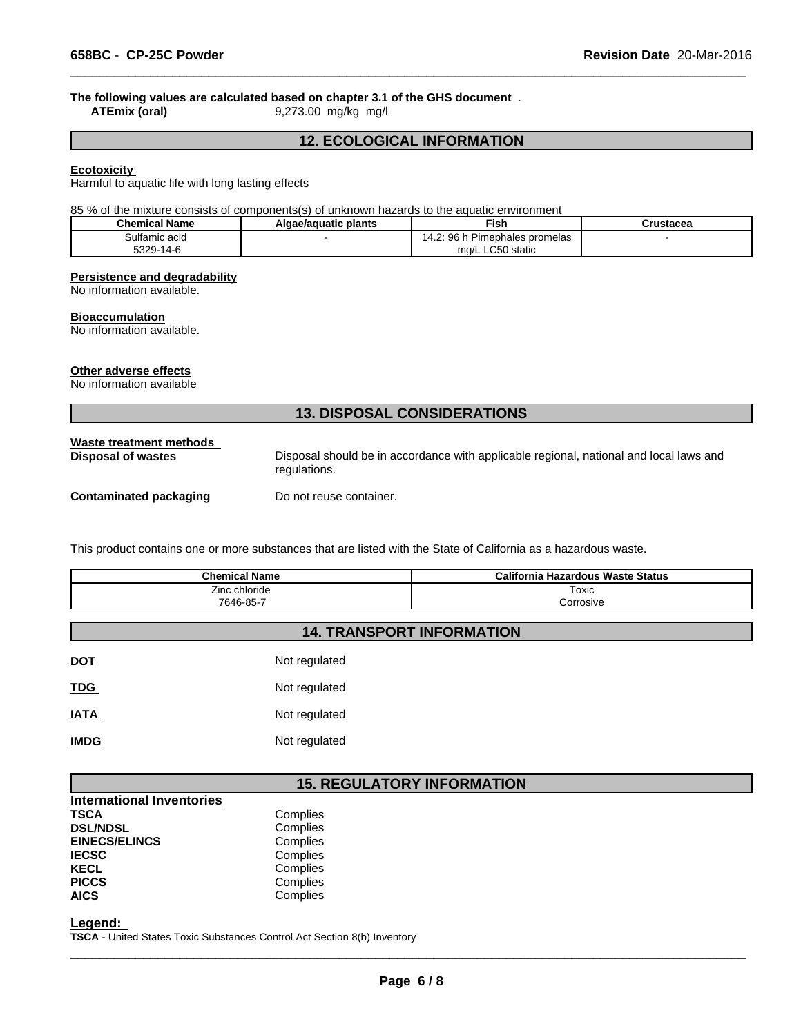**The following values are calculated based on chapter 3.1 of the GHS document** .

**ATEmix (oral)** 9,273.00 mg/kg mg/l

## 12. ECOLOGICAL INFORMATION

**Ecotoxicity**

Harmful to aquatic life with long lasting effects

85 % of the mixture consists of components(s) of unknown hazards to the aquatic environment

| Chemical Name | Algae/aquatic plants | Fish | Crustacea |
|---|---|---|---|
| Sulfamic acid<br>5329-14-6 | - | 14.2: 96 h Pimephales promelas mg/L LC50 static | - |

**Persistence and degradability**

No information available.

**Bioaccumulation**

No information available.

**Other adverse effects**

No information available

## 13. DISPOSAL CONSIDERATIONS

**Waste treatment methods**

**Disposal of wastes** Disposal should be in accordance with applicable regional, national and local laws and regulations.

**Contaminated packaging** Do not reuse container.

This product contains one or more substances that are listed with the State of California as a hazardous waste.

| Chemical Name | California Hazardous Waste Status |
|---|---|
| Zinc chloride<br>7646-85-7 | Toxic<br>Corrosive |

## 14. TRANSPORT INFORMATION

**DOT** Not regulated

**TDG** Not regulated

**IATA** Not regulated

**IMDG** Not regulated

## 15. REGULATORY INFORMATION

**International Inventories**

| | |
|---|---|
| **TSCA** | Complies |
| **DSL/NDSL** | Complies |
| **EINECS/ELINCS** | Complies |
| **IECSC** | Complies |
| **KECL** | Complies |
| **PICCS** | Complies |
| **AICS** | Complies |

**Legend:**

**TSCA** - United States Toxic Substances Control Act Section 8(b) Inventory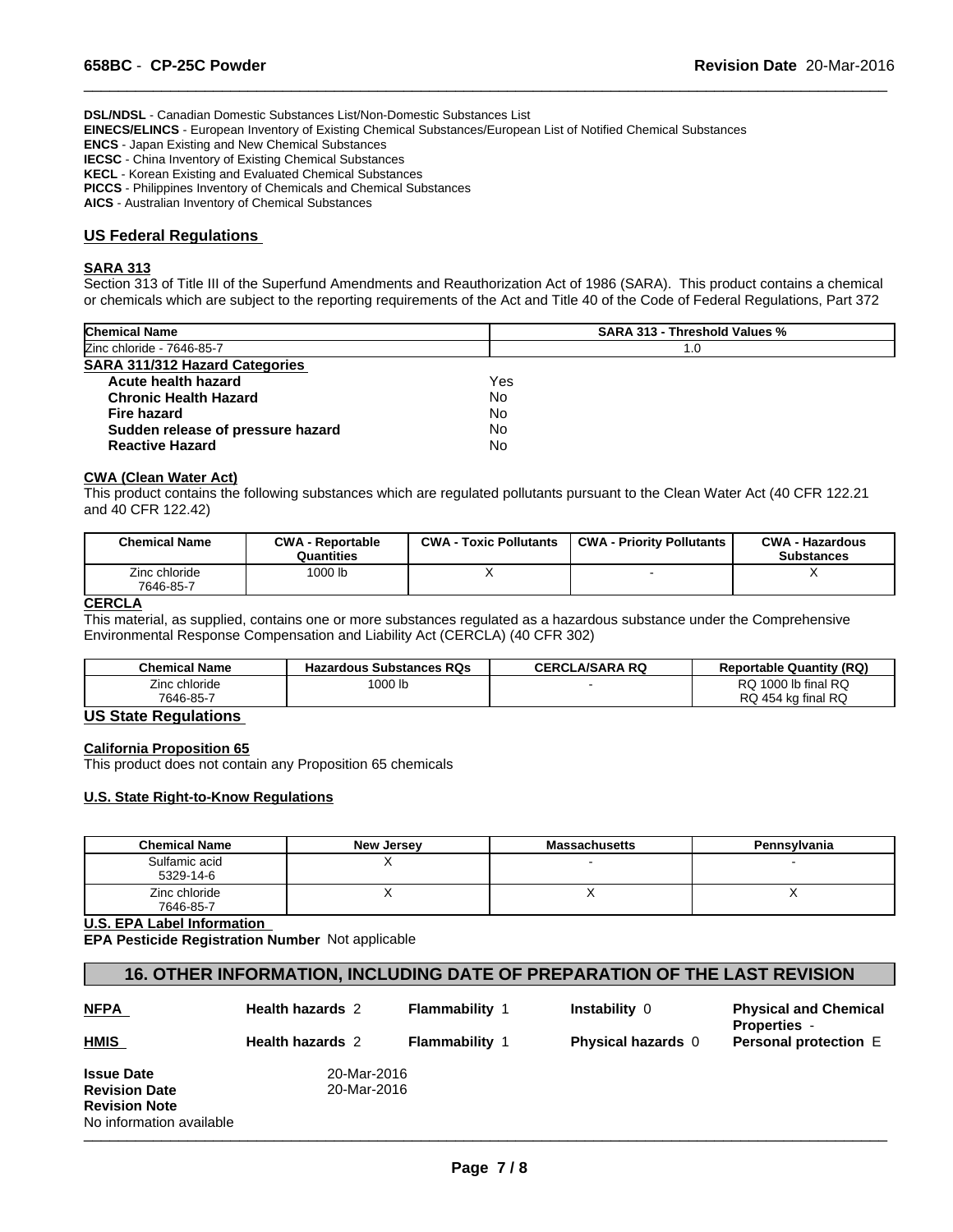**DSL/NDSL** - Canadian Domestic Substances List/Non-Domestic Substances List
**EINECS/ELINCS** - European Inventory of Existing Chemical Substances/European List of Notified Chemical Substances
**ENCS** - Japan Existing and New Chemical Substances
**IECSC** - China Inventory of Existing Chemical Substances
**KECL** - Korean Existing and Evaluated Chemical Substances
**PICCS** - Philippines Inventory of Chemicals and Chemical Substances
**AICS** - Australian Inventory of Chemical Substances

## US Federal Regulations

### SARA 313

Section 313 of Title III of the Superfund Amendments and Reauthorization Act of 1986 (SARA). This product contains a chemical or chemicals which are subject to the reporting requirements of the Act and Title 40 of the Code of Federal Regulations, Part 372

| Chemical Name | SARA 313 - Threshold Values % |
|---|---|
| Zinc chloride - 7646-85-7 | 1.0 |

**SARA 311/312 Hazard Categories**

| | |
|---|---|
| **Acute health hazard** | Yes |
| **Chronic Health Hazard** | No |
| **Fire hazard** | No |
| **Sudden release of pressure hazard** | No |
| **Reactive Hazard** | No |

### CWA (Clean Water Act)

This product contains the following substances which are regulated pollutants pursuant to the Clean Water Act (40 CFR 122.21 and 40 CFR 122.42)

| Chemical Name | CWA - Reportable Quantities | CWA - Toxic Pollutants | CWA - Priority Pollutants | CWA - Hazardous Substances |
|---|---|---|---|---|
| Zinc chloride 7646-85-7 | 1000 lb | X | - | X |

### CERCLA

This material, as supplied, contains one or more substances regulated as a hazardous substance under the Comprehensive Environmental Response Compensation and Liability Act (CERCLA) (40 CFR 302)

| Chemical Name | Hazardous Substances RQs | CERCLA/SARA RQ | Reportable Quantity (RQ) |
|---|---|---|---|
| Zinc chloride 7646-85-7 | 1000 lb | - | RQ 1000 lb final RQ RQ 454 kg final RQ |

## US State Regulations

### California Proposition 65

This product does not contain any Proposition 65 chemicals

### U.S. State Right-to-Know Regulations

| Chemical Name | New Jersey | Massachusetts | Pennsylvania |
|---|---|---|---|
| Sulfamic acid 5329-14-6 | X | - | - |
| Zinc chloride 7646-85-7 | X | X | X |

### U.S. EPA Label Information

**EPA Pesticide Registration Number** Not applicable

## 16. OTHER INFORMATION, INCLUDING DATE OF PREPARATION OF THE LAST REVISION

| | | | | |
|---|---|---|---|---|
| **NFPA** | **Health hazards** 2 | **Flammability** 1 | **Instability** 0 | **Physical and Chemical Properties** - |
| **HMIS** | **Health hazards** 2 | **Flammability** 1 | **Physical hazards** 0 | **Personal protection** E |

**Issue Date** 20-Mar-2016
**Revision Date** 20-Mar-2016
**Revision Note**
No information available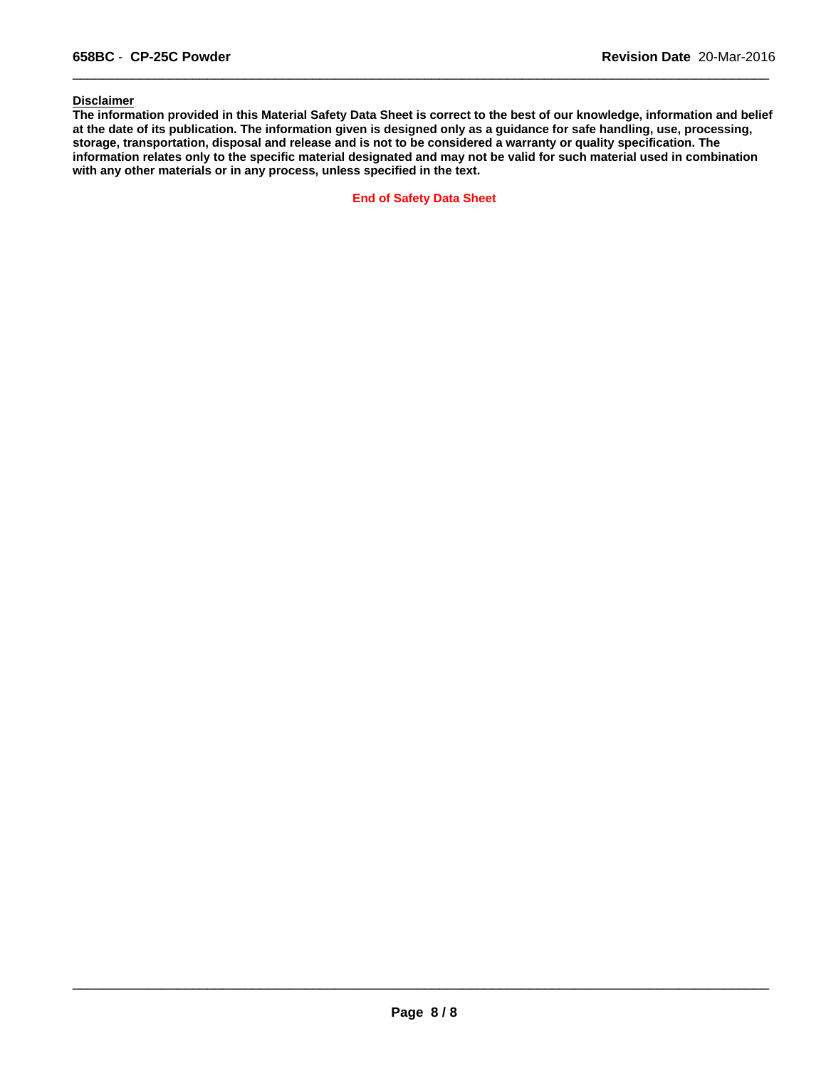**Disclaimer**

**The information provided in this Material Safety Data Sheet is correct to the best of our knowledge, information and belief at the date of its publication. The information given is designed only as a guidance for safe handling, use, processing, storage, transportation, disposal and release and is not to be considered a warranty or quality specification. The information relates only to the specific material designated and may not be valid for such material used in combination with any other materials or in any process, unless specified in the text.**

**End of Safety Data Sheet**